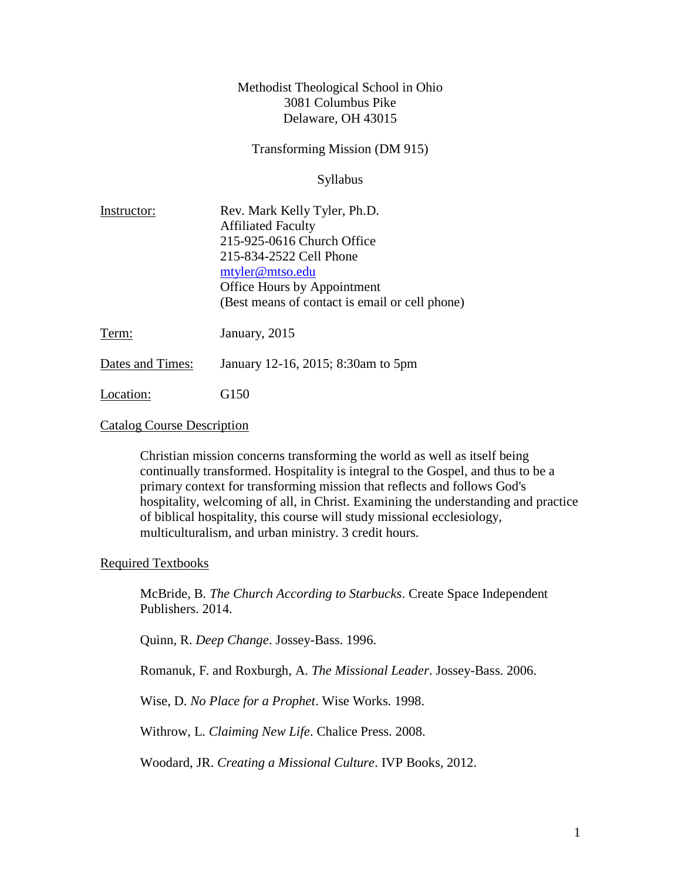Methodist Theological School in Ohio
3081 Columbus Pike
Delaware, OH 43015

Transforming Mission (DM 915)

Syllabus

Instructor: Rev. Mark Kelly Tyler, Ph.D.
Affiliated Faculty
215-925-0616 Church Office
215-834-2522 Cell Phone
mtyler@mtso.edu
Office Hours by Appointment
(Best means of contact is email or cell phone)

Term: January, 2015

Dates and Times: January 12-16, 2015; 8:30am to 5pm

Location: G150

## Catalog Course Description

Christian mission concerns transforming the world as well as itself being continually transformed. Hospitality is integral to the Gospel, and thus to be a primary context for transforming mission that reflects and follows God's hospitality, welcoming of all, in Christ. Examining the understanding and practice of biblical hospitality, this course will study missional ecclesiology, multiculturalism, and urban ministry. 3 credit hours.

## Required Textbooks

McBride, B. *The Church According to Starbucks*. Create Space Independent Publishers. 2014.

Quinn, R. *Deep Change*. Jossey-Bass. 1996.

Romanuk, F. and Roxburgh, A. *The Missional Leader*. Jossey-Bass. 2006.

Wise, D. *No Place for a Prophet*. Wise Works. 1998.

Withrow, L. *Claiming New Life*. Chalice Press. 2008.

Woodard, JR. *Creating a Missional Culture*. IVP Books, 2012.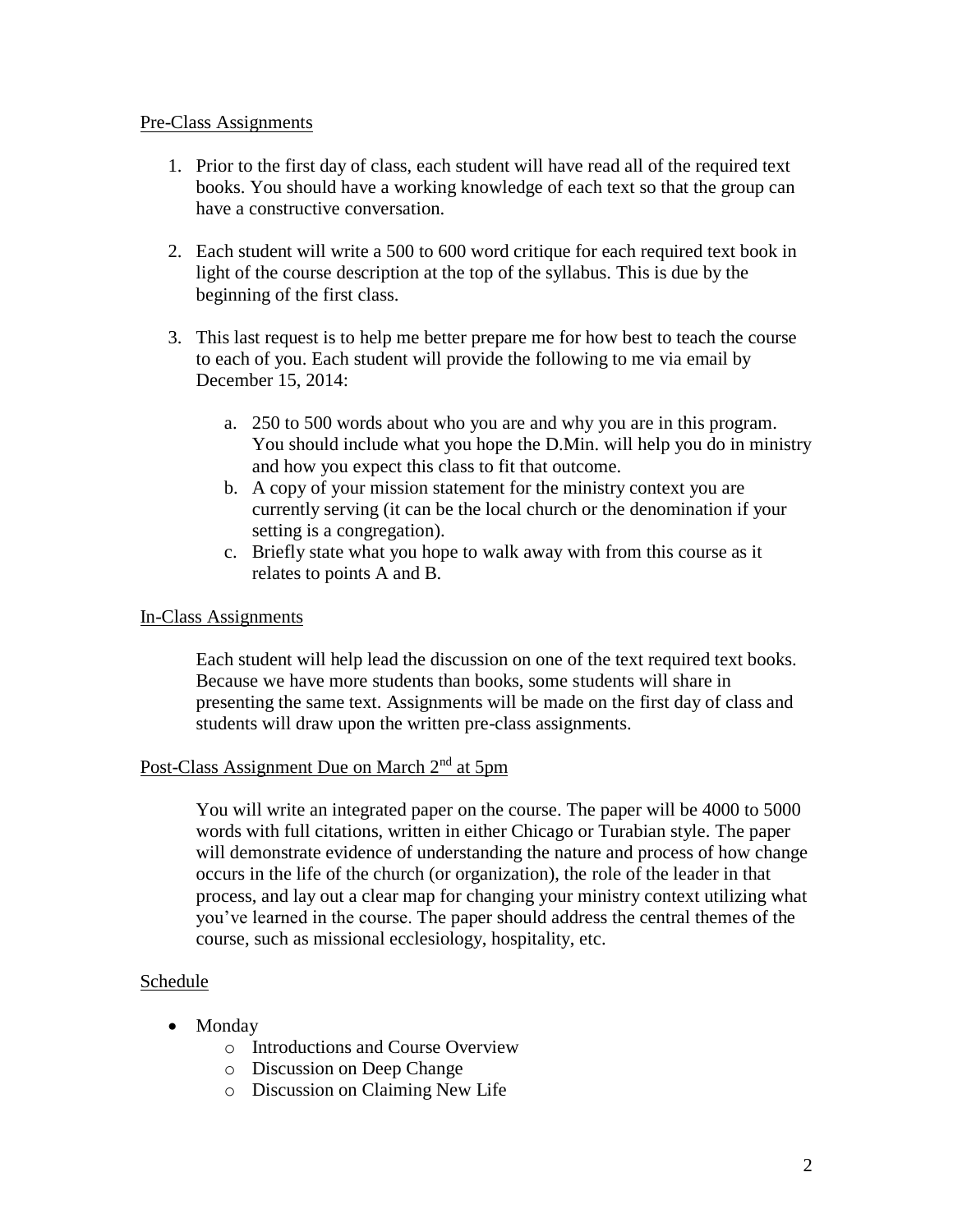## Pre-Class Assignments

1. Prior to the first day of class, each student will have read all of the required text books. You should have a working knowledge of each text so that the group can have a constructive conversation.

2. Each student will write a 500 to 600 word critique for each required text book in light of the course description at the top of the syllabus. This is due by the beginning of the first class.

3. This last request is to help me better prepare me for how best to teach the course to each of you. Each student will provide the following to me via email by December 15, 2014:

    a. 250 to 500 words about who you are and why you are in this program. You should include what you hope the D.Min. will help you do in ministry and how you expect this class to fit that outcome.
    b. A copy of your mission statement for the ministry context you are currently serving (it can be the local church or the denomination if your setting is a congregation).
    c. Briefly state what you hope to walk away with from this course as it relates to points A and B.

## In-Class Assignments

Each student will help lead the discussion on one of the text required text books. Because we have more students than books, some students will share in presenting the same text. Assignments will be made on the first day of class and students will draw upon the written pre-class assignments.

## Post-Class Assignment Due on March 2nd at 5pm

You will write an integrated paper on the course. The paper will be 4000 to 5000 words with full citations, written in either Chicago or Turabian style. The paper will demonstrate evidence of understanding the nature and process of how change occurs in the life of the church (or organization), the role of the leader in that process, and lay out a clear map for changing your ministry context utilizing what you've learned in the course. The paper should address the central themes of the course, such as missional ecclesiology, hospitality, etc.

## Schedule

- Monday
    - Introductions and Course Overview
    - Discussion on Deep Change
    - Discussion on Claiming New Life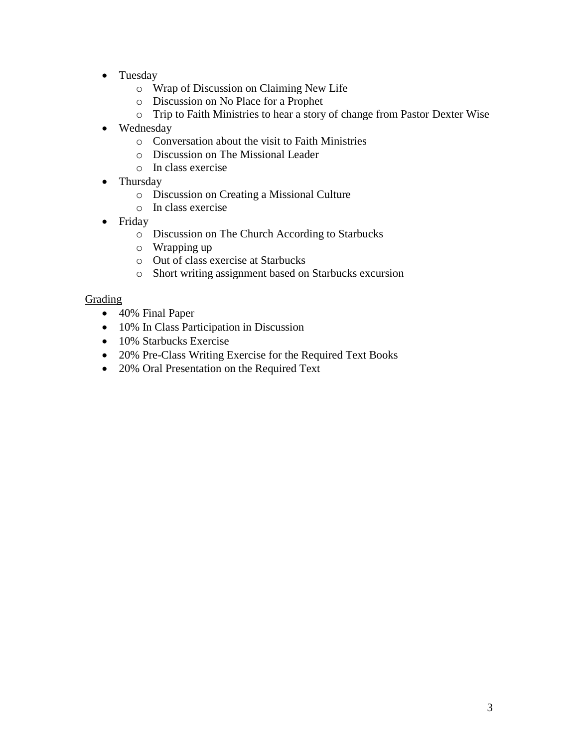- Tuesday
    - Wrap of Discussion on Claiming New Life
    - Discussion on No Place for a Prophet
    - Trip to Faith Ministries to hear a story of change from Pastor Dexter Wise
- Wednesday
    - Conversation about the visit to Faith Ministries
    - Discussion on The Missional Leader
    - In class exercise
- Thursday
    - Discussion on Creating a Missional Culture
    - In class exercise
- Friday
    - Discussion on The Church According to Starbucks
    - Wrapping up
    - Out of class exercise at Starbucks
    - Short writing assignment based on Starbucks excursion

<u>Grading</u>

- 40% Final Paper
- 10% In Class Participation in Discussion
- 10% Starbucks Exercise
- 20% Pre-Class Writing Exercise for the Required Text Books
- 20% Oral Presentation on the Required Text